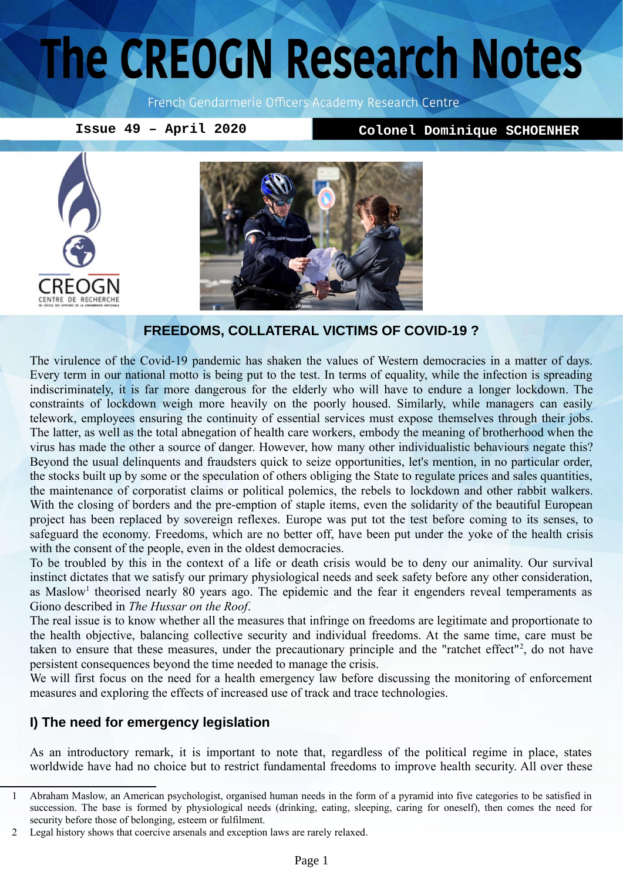# The CREOGN Research Notes

French Gendarmerie Officers Academy Research Centre

**Issue 49 – April 2020** — **Colonel Dominique SCHOENHER**

## FREEDOMS, COLLATERAL VICTIMS OF COVID-19 ?

The virulence of the Covid-19 pandemic has shaken the values of Western democracies in a matter of days. Every term in our national motto is being put to the test. In terms of equality, while the infection is spreading indiscriminately, it is far more dangerous for the elderly who will have to endure a longer lockdown. The constraints of lockdown weigh more heavily on the poorly housed. Similarly, while managers can easily telework, employees ensuring the continuity of essential services must expose themselves through their jobs. The latter, as well as the total abnegation of health care workers, embody the meaning of brotherhood when the virus has made the other a source of danger. However, how many other individualistic behaviours negate this? Beyond the usual delinquents and fraudsters quick to seize opportunities, let's mention, in no particular order, the stocks built up by some or the speculation of others obliging the State to regulate prices and sales quantities, the maintenance of corporatist claims or political polemics, the rebels to lockdown and other rabbit walkers. With the closing of borders and the pre-emption of staple items, even the solidarity of the beautiful European project has been replaced by sovereign reflexes. Europe was put tot the test before coming to its senses, to safeguard the economy. Freedoms, which are no better off, have been put under the yoke of the health crisis with the consent of the people, even in the oldest democracies.

To be troubled by this in the context of a life or death crisis would be to deny our animality. Our survival instinct dictates that we satisfy our primary physiological needs and seek safety before any other consideration, as Maslow[1] theorised nearly 80 years ago. The epidemic and the fear it engenders reveal temperaments as Giono described in *The Hussar on the Roof*.

The real issue is to know whether all the measures that infringe on freedoms are legitimate and proportionate to the health objective, balancing collective security and individual freedoms. At the same time, care must be taken to ensure that these measures, under the precautionary principle and the "ratchet effect"[2], do not have persistent consequences beyond the time needed to manage the crisis.

We will first focus on the need for a health emergency law before discussing the monitoring of enforcement measures and exploring the effects of increased use of track and trace technologies.

### I) The need for emergency legislation

As an introductory remark, it is important to note that, regardless of the political regime in place, states worldwide have had no choice but to restrict fundamental freedoms to improve health security. All over these

---

1 Abraham Maslow, an American psychologist, organised human needs in the form of a pyramid into five categories to be satisfied in succession. The base is formed by physiological needs (drinking, eating, sleeping, caring for oneself), then comes the need for security before those of belonging, esteem or fulfilment.

2 Legal history shows that coercive arsenals and exception laws are rarely relaxed.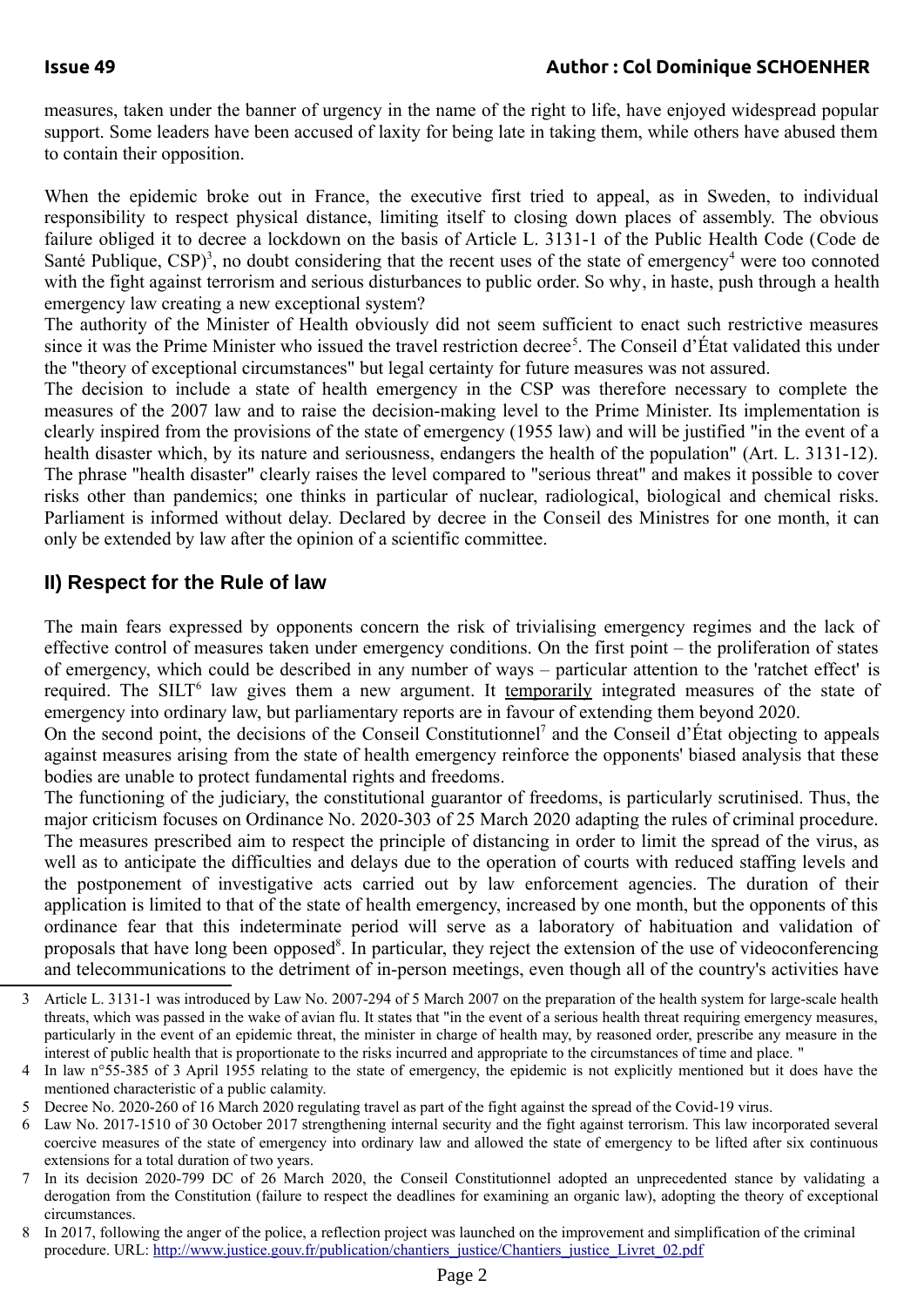measures, taken under the banner of urgency in the name of the right to life, have enjoyed widespread popular support. Some leaders have been accused of laxity for being late in taking them, while others have abused them to contain their opposition.

When the epidemic broke out in France, the executive first tried to appeal, as in Sweden, to individual responsibility to respect physical distance, limiting itself to closing down places of assembly. The obvious failure obliged it to decree a lockdown on the basis of Article L. 3131-1 of the Public Health Code (Code de Santé Publique, CSP)[3], no doubt considering that the recent uses of the state of emergency[4] were too connoted with the fight against terrorism and serious disturbances to public order. So why, in haste, push through a health emergency law creating a new exceptional system?

The authority of the Minister of Health obviously did not seem sufficient to enact such restrictive measures since it was the Prime Minister who issued the travel restriction decree[5]. The Conseil d'État validated this under the "theory of exceptional circumstances" but legal certainty for future measures was not assured.

The decision to include a state of health emergency in the CSP was therefore necessary to complete the measures of the 2007 law and to raise the decision-making level to the Prime Minister. Its implementation is clearly inspired from the provisions of the state of emergency (1955 law) and will be justified "in the event of a health disaster which, by its nature and seriousness, endangers the health of the population" (Art. L. 3131-12). The phrase "health disaster" clearly raises the level compared to "serious threat" and makes it possible to cover risks other than pandemics; one thinks in particular of nuclear, radiological, biological and chemical risks. Parliament is informed without delay. Declared by decree in the Conseil des Ministres for one month, it can only be extended by law after the opinion of a scientific committee.

## II) Respect for the Rule of law

The main fears expressed by opponents concern the risk of trivialising emergency regimes and the lack of effective control of measures taken under emergency conditions. On the first point – the proliferation of states of emergency, which could be described in any number of ways – particular attention to the 'ratchet effect' is required. The SILT[6] law gives them a new argument. It <u>temporarily</u> integrated measures of the state of emergency into ordinary law, but parliamentary reports are in favour of extending them beyond 2020.

On the second point, the decisions of the Conseil Constitutionnel[7] and the Conseil d'État objecting to appeals against measures arising from the state of health emergency reinforce the opponents' biased analysis that these bodies are unable to protect fundamental rights and freedoms.

The functioning of the judiciary, the constitutional guarantor of freedoms, is particularly scrutinised. Thus, the major criticism focuses on Ordinance No. 2020-303 of 25 March 2020 adapting the rules of criminal procedure. The measures prescribed aim to respect the principle of distancing in order to limit the spread of the virus, as well as to anticipate the difficulties and delays due to the operation of courts with reduced staffing levels and the postponement of investigative acts carried out by law enforcement agencies. The duration of their application is limited to that of the state of health emergency, increased by one month, but the opponents of this ordinance fear that this indeterminate period will serve as a laboratory of habituation and validation of proposals that have long been opposed[8]. In particular, they reject the extension of the use of videoconferencing and telecommunications to the detriment of in-person meetings, even though all of the country's activities have

---

3 Article L. 3131-1 was introduced by Law No. 2007-294 of 5 March 2007 on the preparation of the health system for large-scale health threats, which was passed in the wake of avian flu. It states that "in the event of a serious health threat requiring emergency measures, particularly in the event of an epidemic threat, the minister in charge of health may, by reasoned order, prescribe any measure in the interest of public health that is proportionate to the risks incurred and appropriate to the circumstances of time and place. "

4 In law n°55-385 of 3 April 1955 relating to the state of emergency, the epidemic is not explicitly mentioned but it does have the mentioned characteristic of a public calamity.

5 Decree No. 2020-260 of 16 March 2020 regulating travel as part of the fight against the spread of the Covid-19 virus.

6 Law No. 2017-1510 of 30 October 2017 strengthening internal security and the fight against terrorism. This law incorporated several coercive measures of the state of emergency into ordinary law and allowed the state of emergency to be lifted after six continuous extensions for a total duration of two years.

7 In its decision 2020-799 DC of 26 March 2020, the Conseil Constitutionnel adopted an unprecedented stance by validating a derogation from the Constitution (failure to respect the deadlines for examining an organic law), adopting the theory of exceptional circumstances.

8 In 2017, following the anger of the police, a reflection project was launched on the improvement and simplification of the criminal procedure. URL: http://www.justice.gouv.fr/publication/chantiers_justice/Chantiers_justice_Livret_02.pdf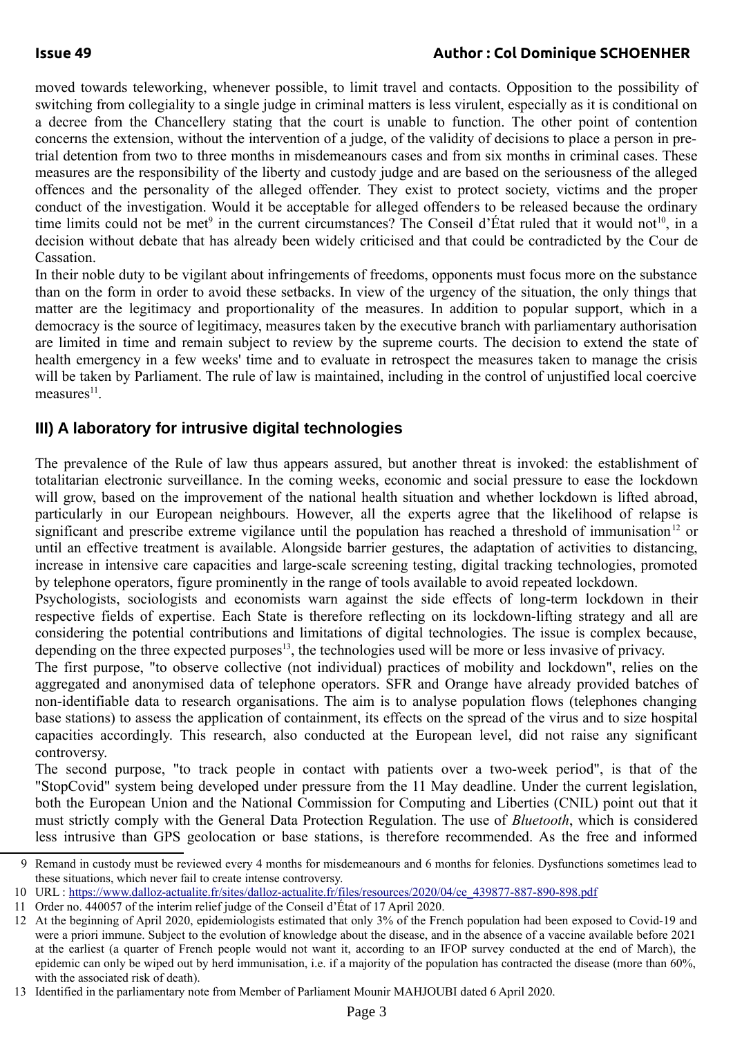moved towards teleworking, whenever possible, to limit travel and contacts. Opposition to the possibility of switching from collegiality to a single judge in criminal matters is less virulent, especially as it is conditional on a decree from the Chancellery stating that the court is unable to function. The other point of contention concerns the extension, without the intervention of a judge, of the validity of decisions to place a person in pre-trial detention from two to three months in misdemeanours cases and from six months in criminal cases. These measures are the responsibility of the liberty and custody judge and are based on the seriousness of the alleged offences and the personality of the alleged offender. They exist to protect society, victims and the proper conduct of the investigation. Would it be acceptable for alleged offenders to be released because the ordinary time limits could not be met[9] in the current circumstances? The Conseil d'État ruled that it would not[10], in a decision without debate that has already been widely criticised and that could be contradicted by the Cour de Cassation.

In their noble duty to be vigilant about infringements of freedoms, opponents must focus more on the substance than on the form in order to avoid these setbacks. In view of the urgency of the situation, the only things that matter are the legitimacy and proportionality of the measures. In addition to popular support, which in a democracy is the source of legitimacy, measures taken by the executive branch with parliamentary authorisation are limited in time and remain subject to review by the supreme courts. The decision to extend the state of health emergency in a few weeks' time and to evaluate in retrospect the measures taken to manage the crisis will be taken by Parliament. The rule of law is maintained, including in the control of unjustified local coercive measures[11].

## III) A laboratory for intrusive digital technologies

The prevalence of the Rule of law thus appears assured, but another threat is invoked: the establishment of totalitarian electronic surveillance. In the coming weeks, economic and social pressure to ease the lockdown will grow, based on the improvement of the national health situation and whether lockdown is lifted abroad, particularly in our European neighbours. However, all the experts agree that the likelihood of relapse is significant and prescribe extreme vigilance until the population has reached a threshold of immunisation[12] or until an effective treatment is available. Alongside barrier gestures, the adaptation of activities to distancing, increase in intensive care capacities and large-scale screening testing, digital tracking technologies, promoted by telephone operators, figure prominently in the range of tools available to avoid repeated lockdown.

Psychologists, sociologists and economists warn against the side effects of long-term lockdown in their respective fields of expertise. Each State is therefore reflecting on its lockdown-lifting strategy and all are considering the potential contributions and limitations of digital technologies. The issue is complex because, depending on the three expected purposes[13], the technologies used will be more or less invasive of privacy.

The first purpose, "to observe collective (not individual) practices of mobility and lockdown", relies on the aggregated and anonymised data of telephone operators. SFR and Orange have already provided batches of non-identifiable data to research organisations. The aim is to analyse population flows (telephones changing base stations) to assess the application of containment, its effects on the spread of the virus and to size hospital capacities accordingly. This research, also conducted at the European level, did not raise any significant controversy.

The second purpose, "to track people in contact with patients over a two-week period", is that of the "StopCovid" system being developed under pressure from the 11 May deadline. Under the current legislation, both the European Union and the National Commission for Computing and Liberties (CNIL) point out that it must strictly comply with the General Data Protection Regulation. The use of *Bluetooth*, which is considered less intrusive than GPS geolocation or base stations, is therefore recommended. As the free and informed

---

9 Remand in custody must be reviewed every 4 months for misdemeanours and 6 months for felonies. Dysfunctions sometimes lead to these situations, which never fail to create intense controversy.

10 URL : https://www.dalloz-actualite.fr/sites/dalloz-actualite.fr/files/resources/2020/04/ce_439877-887-890-898.pdf

11 Order no. 440057 of the interim relief judge of the Conseil d'État of 17 April 2020.

12 At the beginning of April 2020, epidemiologists estimated that only 3% of the French population had been exposed to Covid-19 and were a priori immune. Subject to the evolution of knowledge about the disease, and in the absence of a vaccine available before 2021 at the earliest (a quarter of French people would not want it, according to an IFOP survey conducted at the end of March), the epidemic can only be wiped out by herd immunisation, i.e. if a majority of the population has contracted the disease (more than 60%, with the associated risk of death).

13 Identified in the parliamentary note from Member of Parliament Mounir MAHJOUBI dated 6 April 2020.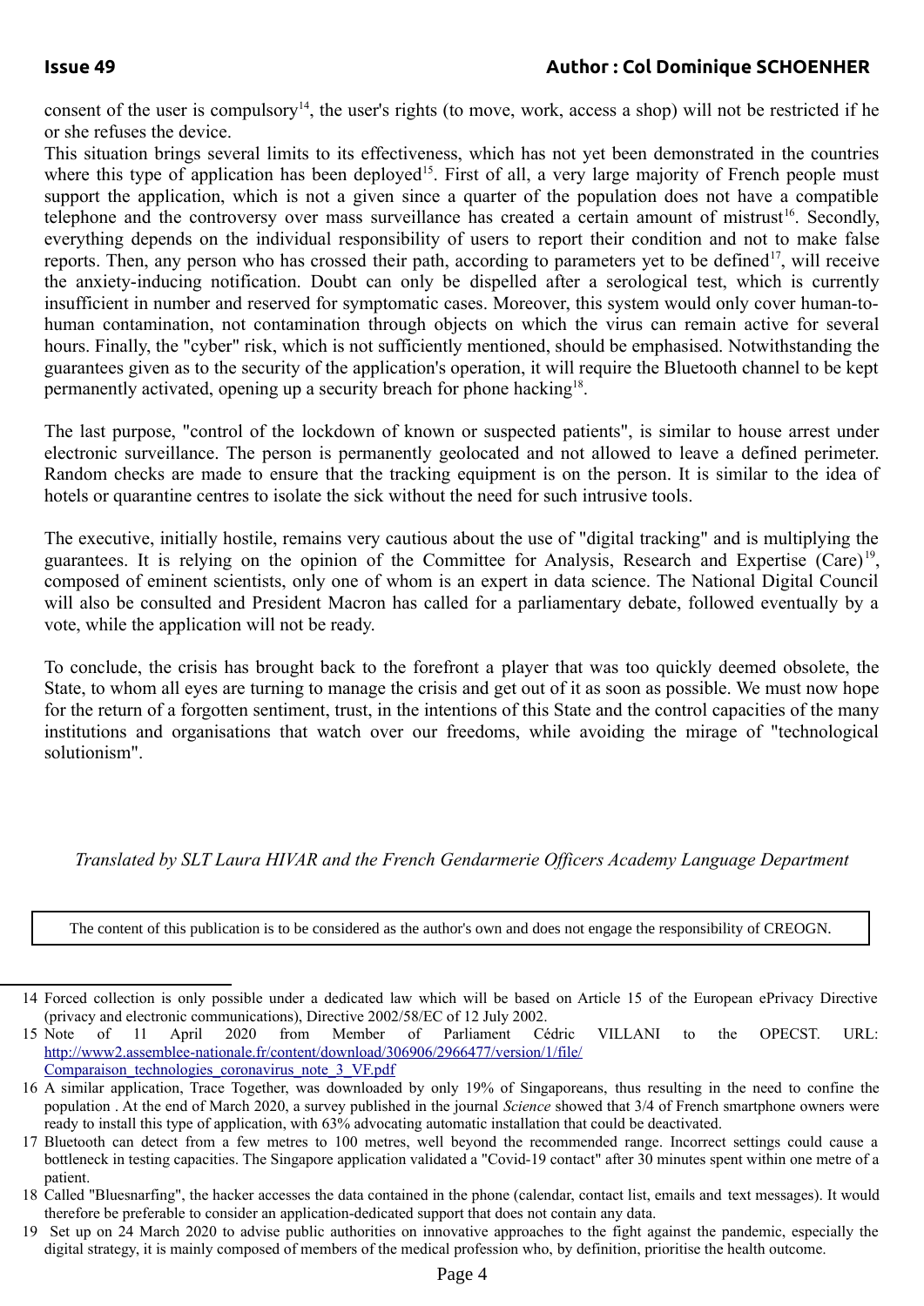consent of the user is compulsory[14], the user's rights (to move, work, access a shop) will not be restricted if he or she refuses the device.

This situation brings several limits to its effectiveness, which has not yet been demonstrated in the countries where this type of application has been deployed[15]. First of all, a very large majority of French people must support the application, which is not a given since a quarter of the population does not have a compatible telephone and the controversy over mass surveillance has created a certain amount of mistrust[16]. Secondly, everything depends on the individual responsibility of users to report their condition and not to make false reports. Then, any person who has crossed their path, according to parameters yet to be defined[17], will receive the anxiety-inducing notification. Doubt can only be dispelled after a serological test, which is currently insufficient in number and reserved for symptomatic cases. Moreover, this system would only cover human-to-human contamination, not contamination through objects on which the virus can remain active for several hours. Finally, the "cyber" risk, which is not sufficiently mentioned, should be emphasised. Notwithstanding the guarantees given as to the security of the application's operation, it will require the Bluetooth channel to be kept permanently activated, opening up a security breach for phone hacking[18].

The last purpose, "control of the lockdown of known or suspected patients", is similar to house arrest under electronic surveillance. The person is permanently geolocated and not allowed to leave a defined perimeter. Random checks are made to ensure that the tracking equipment is on the person. It is similar to the idea of hotels or quarantine centres to isolate the sick without the need for such intrusive tools.

The executive, initially hostile, remains very cautious about the use of "digital tracking" and is multiplying the guarantees. It is relying on the opinion of the Committee for Analysis, Research and Expertise (Care)[19], composed of eminent scientists, only one of whom is an expert in data science. The National Digital Council will also be consulted and President Macron has called for a parliamentary debate, followed eventually by a vote, while the application will not be ready.

To conclude, the crisis has brought back to the forefront a player that was too quickly deemed obsolete, the State, to whom all eyes are turning to manage the crisis and get out of it as soon as possible. We must now hope for the return of a forgotten sentiment, trust, in the intentions of this State and the control capacities of the many institutions and organisations that watch over our freedoms, while avoiding the mirage of "technological solutionism".

*Translated by SLT Laura HIVAR and the French Gendarmerie Officers Academy Language Department*

The content of this publication is to be considered as the author's own and does not engage the responsibility of CREOGN.

---

14 Forced collection is only possible under a dedicated law which will be based on Article 15 of the European ePrivacy Directive (privacy and electronic communications), Directive 2002/58/EC of 12 July 2002.

15 Note of 11 April 2020 from Member of Parliament Cédric VILLANI to the OPECST. URL: http://www2.assemblee-nationale.fr/content/download/306906/2966477/version/1/file/Comparaison_technologies_coronavirus_note_3_VF.pdf

16 A similar application, Trace Together, was downloaded by only 19% of Singaporeans, thus resulting in the need to confine the population . At the end of March 2020, a survey published in the journal *Science* showed that 3/4 of French smartphone owners were ready to install this type of application, with 63% advocating automatic installation that could be deactivated.

17 Bluetooth can detect from a few metres to 100 metres, well beyond the recommended range. Incorrect settings could cause a bottleneck in testing capacities. The Singapore application validated a "Covid-19 contact" after 30 minutes spent within one metre of a patient.

18 Called "Bluesnarfing", the hacker accesses the data contained in the phone (calendar, contact list, emails and text messages). It would therefore be preferable to consider an application-dedicated support that does not contain any data.

19 Set up on 24 March 2020 to advise public authorities on innovative approaches to the fight against the pandemic, especially the digital strategy, it is mainly composed of members of the medical profession who, by definition, prioritise the health outcome.